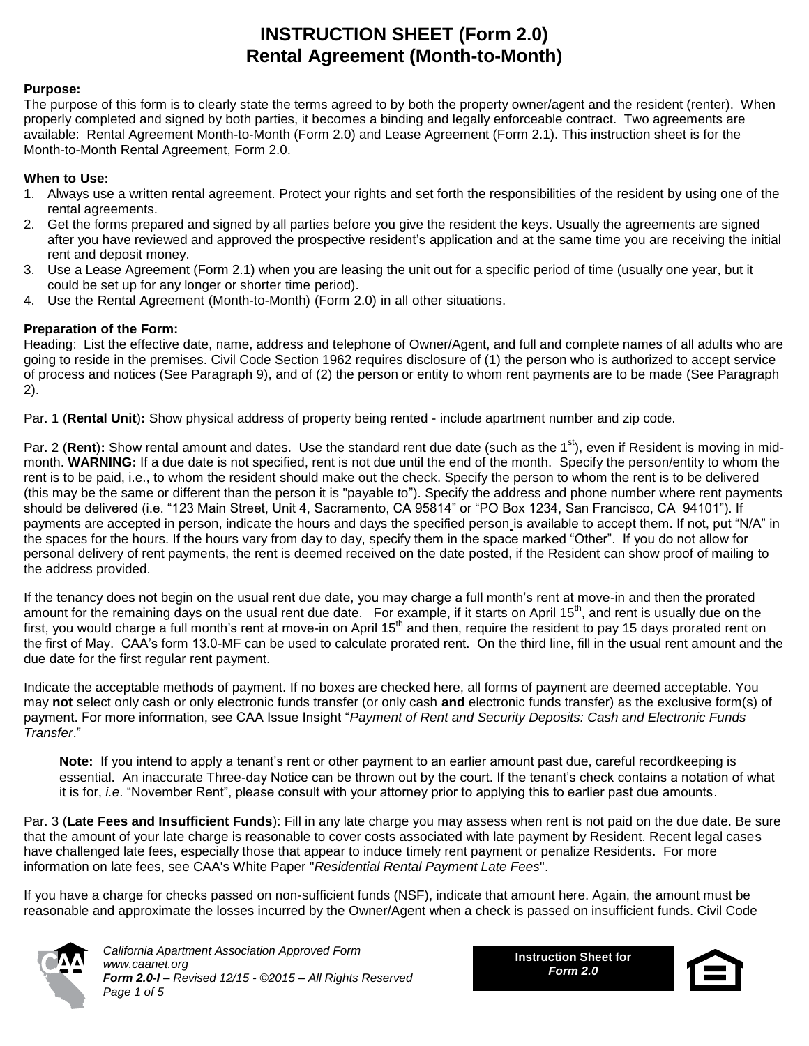# INSTRUCTION SHEET (Form 2.0)
# Rental Agreement (Month-to-Month)

**Purpose:**
The purpose of this form is to clearly state the terms agreed to by both the property owner/agent and the resident (renter). When properly completed and signed by both parties, it becomes a binding and legally enforceable contract. Two agreements are available: Rental Agreement Month-to-Month (Form 2.0) and Lease Agreement (Form 2.1). This instruction sheet is for the Month-to-Month Rental Agreement, Form 2.0.

**When to Use:**

1. Always use a written rental agreement. Protect your rights and set forth the responsibilities of the resident by using one of the rental agreements.
2. Get the forms prepared and signed by all parties before you give the resident the keys. Usually the agreements are signed after you have reviewed and approved the prospective resident's application and at the same time you are receiving the initial rent and deposit money.
3. Use a Lease Agreement (Form 2.1) when you are leasing the unit out for a specific period of time (usually one year, but it could be set up for any longer or shorter time period).
4. Use the Rental Agreement (Month-to-Month) (Form 2.0) in all other situations.

**Preparation of the Form:**
Heading: List the effective date, name, address and telephone of Owner/Agent, and full and complete names of all adults who are going to reside in the premises. Civil Code Section 1962 requires disclosure of (1) the person who is authorized to accept service of process and notices (See Paragraph 9), and of (2) the person or entity to whom rent payments are to be made (See Paragraph 2).

Par. 1 (**Rental Unit**)**:** Show physical address of property being rented - include apartment number and zip code.

Par. 2 (**Rent**)**:** Show rental amount and dates. Use the standard rent due date (such as the 1st), even if Resident is moving in mid-month. **WARNING:** <u>If a due date is not specified, rent is not due until the end of the month.</u> Specify the person/entity to whom the rent is to be paid, i.e., to whom the resident should make out the check. Specify the person to whom the rent is to be delivered (this may be the same or different than the person it is "payable to"). Specify the address and phone number where rent payments should be delivered (i.e. "123 Main Street, Unit 4, Sacramento, CA 95814" or "PO Box 1234, San Francisco, CA 94101"). If payments are accepted in person, indicate the hours and days the specified person is available to accept them. If not, put "N/A" in the spaces for the hours. If the hours vary from day to day, specify them in the space marked "Other". If you do not allow for personal delivery of rent payments, the rent is deemed received on the date posted, if the Resident can show proof of mailing to the address provided.

If the tenancy does not begin on the usual rent due date, you may charge a full month's rent at move-in and then the prorated amount for the remaining days on the usual rent due date. For example, if it starts on April 15th, and rent is usually due on the first, you would charge a full month's rent at move-in on April 15th and then, require the resident to pay 15 days prorated rent on the first of May. CAA's form 13.0-MF can be used to calculate prorated rent. On the third line, fill in the usual rent amount and the due date for the first regular rent payment.

Indicate the acceptable methods of payment. If no boxes are checked here, all forms of payment are deemed acceptable. You may **not** select only cash or only electronic funds transfer (or only cash **and** electronic funds transfer) as the exclusive form(s) of payment. For more information, see CAA Issue Insight "*Payment of Rent and Security Deposits: Cash and Electronic Funds Transfer*."

> **Note:** If you intend to apply a tenant's rent or other payment to an earlier amount past due, careful recordkeeping is essential. An inaccurate Three-day Notice can be thrown out by the court. If the tenant's check contains a notation of what it is for, *i.e*. "November Rent", please consult with your attorney prior to applying this to earlier past due amounts.

Par. 3 (**Late Fees and Insufficient Funds**): Fill in any late charge you may assess when rent is not paid on the due date. Be sure that the amount of your late charge is reasonable to cover costs associated with late payment by Resident. Recent legal cases have challenged late fees, especially those that appear to induce timely rent payment or penalize Residents. For more information on late fees, see CAA's White Paper "*Residential Rental Payment Late Fees*".

If you have a charge for checks passed on non-sufficient funds (NSF), indicate that amount here. Again, the amount must be reasonable and approximate the losses incurred by the Owner/Agent when a check is passed on insufficient funds. Civil Code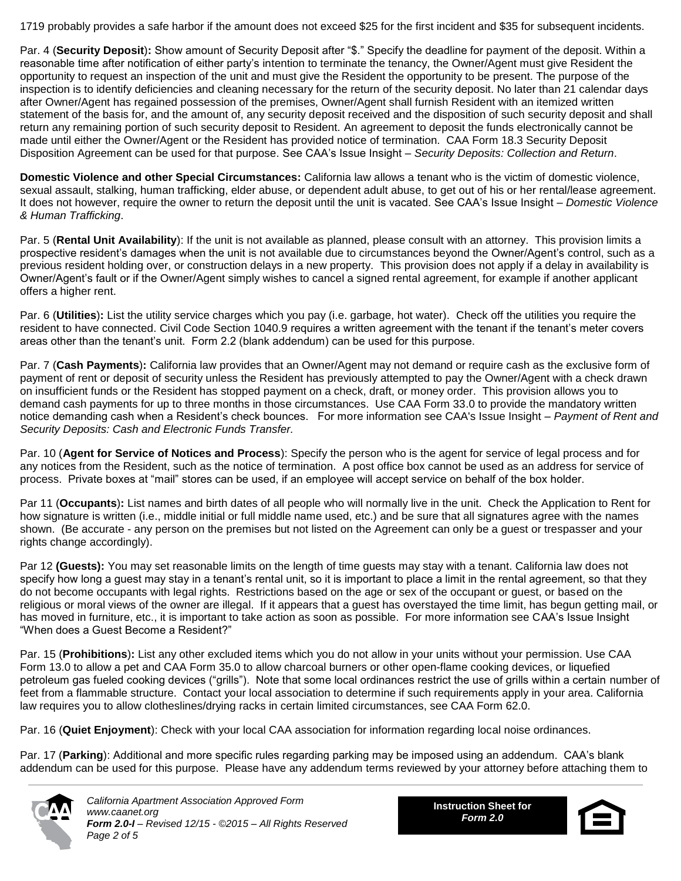1719 probably provides a safe harbor if the amount does not exceed $25 for the first incident and $35 for subsequent incidents.

Par. 4 (**Security Deposit**)**:** Show amount of Security Deposit after "$." Specify the deadline for payment of the deposit. Within a reasonable time after notification of either party's intention to terminate the tenancy, the Owner/Agent must give Resident the opportunity to request an inspection of the unit and must give the Resident the opportunity to be present. The purpose of the inspection is to identify deficiencies and cleaning necessary for the return of the security deposit. No later than 21 calendar days after Owner/Agent has regained possession of the premises, Owner/Agent shall furnish Resident with an itemized written statement of the basis for, and the amount of, any security deposit received and the disposition of such security deposit and shall return any remaining portion of such security deposit to Resident. An agreement to deposit the funds electronically cannot be made until either the Owner/Agent or the Resident has provided notice of termination. CAA Form 18.3 Security Deposit Disposition Agreement can be used for that purpose. See CAA's Issue Insight – *Security Deposits: Collection and Return*.

**Domestic Violence and other Special Circumstances:** California law allows a tenant who is the victim of domestic violence, sexual assault, stalking, human trafficking, elder abuse, or dependent adult abuse, to get out of his or her rental/lease agreement. It does not however, require the owner to return the deposit until the unit is vacated. See CAA's Issue Insight – *Domestic Violence & Human Trafficking*.

Par. 5 (**Rental Unit Availability**): If the unit is not available as planned, please consult with an attorney. This provision limits a prospective resident's damages when the unit is not available due to circumstances beyond the Owner/Agent's control, such as a previous resident holding over, or construction delays in a new property. This provision does not apply if a delay in availability is Owner/Agent's fault or if the Owner/Agent simply wishes to cancel a signed rental agreement, for example if another applicant offers a higher rent.

Par. 6 (**Utilities**)**:** List the utility service charges which you pay (i.e. garbage, hot water). Check off the utilities you require the resident to have connected. Civil Code Section 1040.9 requires a written agreement with the tenant if the tenant's meter covers areas other than the tenant's unit. Form 2.2 (blank addendum) can be used for this purpose.

Par. 7 (**Cash Payments**)**:** California law provides that an Owner/Agent may not demand or require cash as the exclusive form of payment of rent or deposit of security unless the Resident has previously attempted to pay the Owner/Agent with a check drawn on insufficient funds or the Resident has stopped payment on a check, draft, or money order. This provision allows you to demand cash payments for up to three months in those circumstances. Use CAA Form 33.0 to provide the mandatory written notice demanding cash when a Resident's check bounces. For more information see CAA's Issue Insight – *Payment of Rent and Security Deposits: Cash and Electronic Funds Transfer.*

Par. 10 (**Agent for Service of Notices and Process**): Specify the person who is the agent for service of legal process and for any notices from the Resident, such as the notice of termination. A post office box cannot be used as an address for service of process. Private boxes at "mail" stores can be used, if an employee will accept service on behalf of the box holder.

Par 11 (**Occupants**)**:** List names and birth dates of all people who will normally live in the unit. Check the Application to Rent for how signature is written (i.e., middle initial or full middle name used, etc.) and be sure that all signatures agree with the names shown. (Be accurate - any person on the premises but not listed on the Agreement can only be a guest or trespasser and your rights change accordingly).

Par 12 **(Guests):** You may set reasonable limits on the length of time guests may stay with a tenant. California law does not specify how long a guest may stay in a tenant's rental unit, so it is important to place a limit in the rental agreement, so that they do not become occupants with legal rights. Restrictions based on the age or sex of the occupant or guest, or based on the religious or moral views of the owner are illegal. If it appears that a guest has overstayed the time limit, has begun getting mail, or has moved in furniture, etc., it is important to take action as soon as possible. For more information see CAA's Issue Insight "When does a Guest Become a Resident?"

Par. 15 (**Prohibitions**)**:** List any other excluded items which you do not allow in your units without your permission. Use CAA Form 13.0 to allow a pet and CAA Form 35.0 to allow charcoal burners or other open-flame cooking devices, or liquefied petroleum gas fueled cooking devices ("grills"). Note that some local ordinances restrict the use of grills within a certain number of feet from a flammable structure. Contact your local association to determine if such requirements apply in your area. California law requires you to allow clotheslines/drying racks in certain limited circumstances, see CAA Form 62.0.

Par. 16 (**Quiet Enjoyment**): Check with your local CAA association for information regarding local noise ordinances.

Par. 17 (**Parking**): Additional and more specific rules regarding parking may be imposed using an addendum. CAA's blank addendum can be used for this purpose. Please have any addendum terms reviewed by your attorney before attaching them to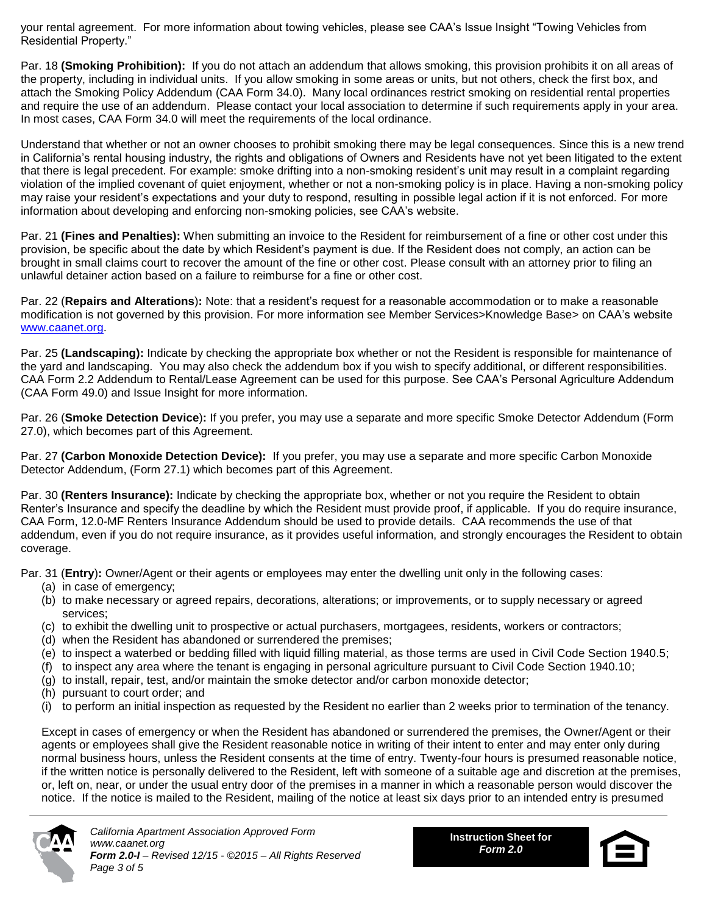your rental agreement. For more information about towing vehicles, please see CAA's Issue Insight "Towing Vehicles from Residential Property."

Par. 18 **(Smoking Prohibition):** If you do not attach an addendum that allows smoking, this provision prohibits it on all areas of the property, including in individual units. If you allow smoking in some areas or units, but not others, check the first box, and attach the Smoking Policy Addendum (CAA Form 34.0). Many local ordinances restrict smoking on residential rental properties and require the use of an addendum. Please contact your local association to determine if such requirements apply in your area. In most cases, CAA Form 34.0 will meet the requirements of the local ordinance.

Understand that whether or not an owner chooses to prohibit smoking there may be legal consequences. Since this is a new trend in California's rental housing industry, the rights and obligations of Owners and Residents have not yet been litigated to the extent that there is legal precedent. For example: smoke drifting into a non-smoking resident's unit may result in a complaint regarding violation of the implied covenant of quiet enjoyment, whether or not a non-smoking policy is in place. Having a non-smoking policy may raise your resident's expectations and your duty to respond, resulting in possible legal action if it is not enforced. For more information about developing and enforcing non-smoking policies, see CAA's website.

Par. 21 **(Fines and Penalties):** When submitting an invoice to the Resident for reimbursement of a fine or other cost under this provision, be specific about the date by which Resident's payment is due. If the Resident does not comply, an action can be brought in small claims court to recover the amount of the fine or other cost. Please consult with an attorney prior to filing an unlawful detainer action based on a failure to reimburse for a fine or other cost.

Par. 22 (**Repairs and Alterations**)**:** Note: that a resident's request for a reasonable accommodation or to make a reasonable modification is not governed by this provision. For more information see Member Services>Knowledge Base> on CAA's website www.caanet.org.

Par. 25 **(Landscaping):** Indicate by checking the appropriate box whether or not the Resident is responsible for maintenance of the yard and landscaping. You may also check the addendum box if you wish to specify additional, or different responsibilities. CAA Form 2.2 Addendum to Rental/Lease Agreement can be used for this purpose. See CAA's Personal Agriculture Addendum (CAA Form 49.0) and Issue Insight for more information.

Par. 26 (**Smoke Detection Device**)**:** If you prefer, you may use a separate and more specific Smoke Detector Addendum (Form 27.0), which becomes part of this Agreement.

Par. 27 **(Carbon Monoxide Detection Device):** If you prefer, you may use a separate and more specific Carbon Monoxide Detector Addendum, (Form 27.1) which becomes part of this Agreement.

Par. 30 **(Renters Insurance):** Indicate by checking the appropriate box, whether or not you require the Resident to obtain Renter's Insurance and specify the deadline by which the Resident must provide proof, if applicable. If you do require insurance, CAA Form, 12.0-MF Renters Insurance Addendum should be used to provide details. CAA recommends the use of that addendum, even if you do not require insurance, as it provides useful information, and strongly encourages the Resident to obtain coverage.

Par. 31 (**Entry**)**:** Owner/Agent or their agents or employees may enter the dwelling unit only in the following cases:

(a) in case of emergency;
(b) to make necessary or agreed repairs, decorations, alterations; or improvements, or to supply necessary or agreed services;
(c) to exhibit the dwelling unit to prospective or actual purchasers, mortgagees, residents, workers or contractors;
(d) when the Resident has abandoned or surrendered the premises;
(e) to inspect a waterbed or bedding filled with liquid filling material, as those terms are used in Civil Code Section 1940.5;
(f) to inspect any area where the tenant is engaging in personal agriculture pursuant to Civil Code Section 1940.10;
(g) to install, repair, test, and/or maintain the smoke detector and/or carbon monoxide detector;
(h) pursuant to court order; and
(i) to perform an initial inspection as requested by the Resident no earlier than 2 weeks prior to termination of the tenancy.

Except in cases of emergency or when the Resident has abandoned or surrendered the premises, the Owner/Agent or their agents or employees shall give the Resident reasonable notice in writing of their intent to enter and may enter only during normal business hours, unless the Resident consents at the time of entry. Twenty-four hours is presumed reasonable notice, if the written notice is personally delivered to the Resident, left with someone of a suitable age and discretion at the premises, or, left on, near, or under the usual entry door of the premises in a manner in which a reasonable person would discover the notice. If the notice is mailed to the Resident, mailing of the notice at least six days prior to an intended entry is presumed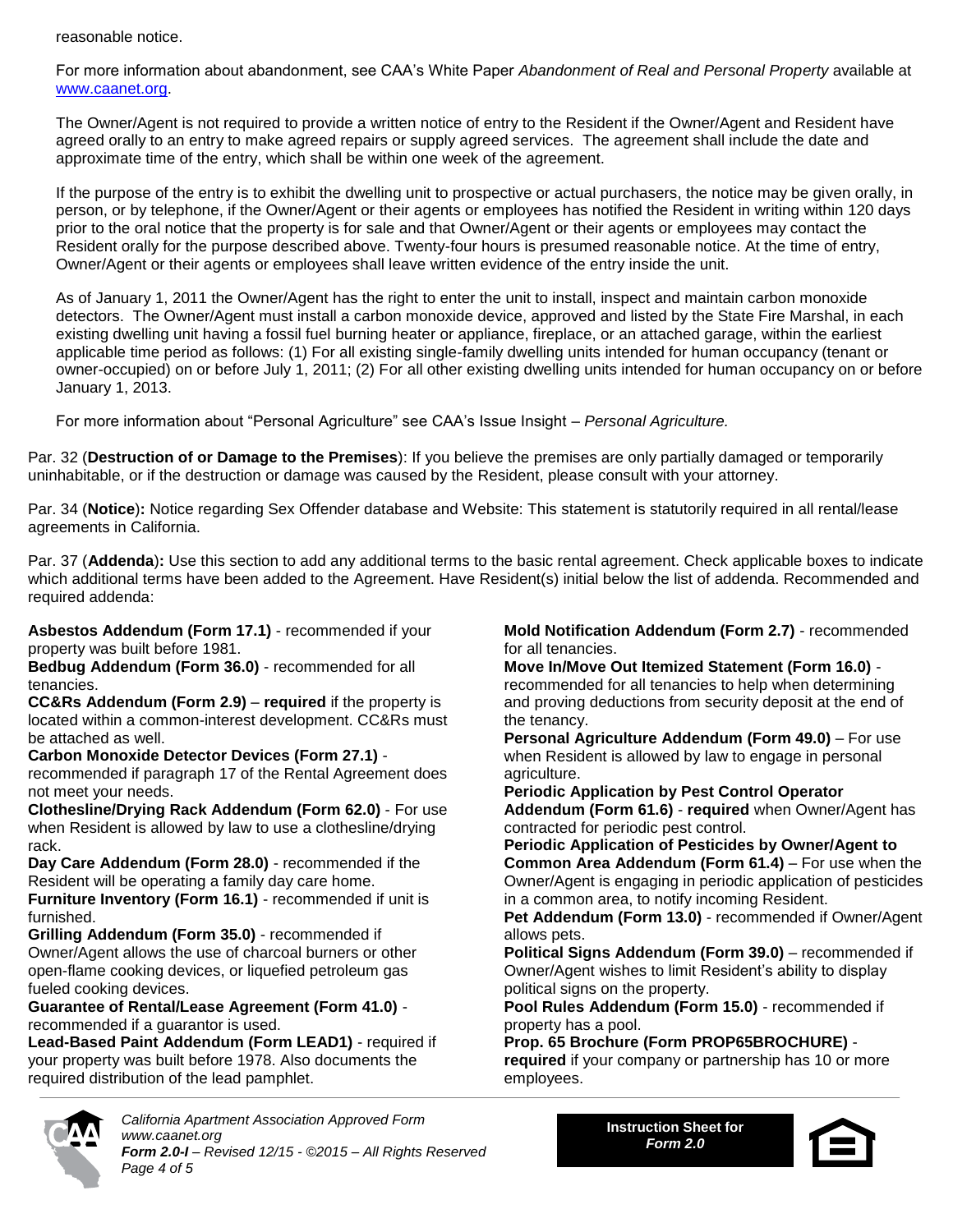reasonable notice.

For more information about abandonment, see CAA's White Paper *Abandonment of Real and Personal Property* available at www.caanet.org.

The Owner/Agent is not required to provide a written notice of entry to the Resident if the Owner/Agent and Resident have agreed orally to an entry to make agreed repairs or supply agreed services. The agreement shall include the date and approximate time of the entry, which shall be within one week of the agreement.

If the purpose of the entry is to exhibit the dwelling unit to prospective or actual purchasers, the notice may be given orally, in person, or by telephone, if the Owner/Agent or their agents or employees has notified the Resident in writing within 120 days prior to the oral notice that the property is for sale and that Owner/Agent or their agents or employees may contact the Resident orally for the purpose described above. Twenty-four hours is presumed reasonable notice. At the time of entry, Owner/Agent or their agents or employees shall leave written evidence of the entry inside the unit.

As of January 1, 2011 the Owner/Agent has the right to enter the unit to install, inspect and maintain carbon monoxide detectors. The Owner/Agent must install a carbon monoxide device, approved and listed by the State Fire Marshal, in each existing dwelling unit having a fossil fuel burning heater or appliance, fireplace, or an attached garage, within the earliest applicable time period as follows: (1) For all existing single-family dwelling units intended for human occupancy (tenant or owner-occupied) on or before July 1, 2011; (2) For all other existing dwelling units intended for human occupancy on or before January 1, 2013.

For more information about "Personal Agriculture" see CAA's Issue Insight – *Personal Agriculture.*

Par. 32 (**Destruction of or Damage to the Premises**): If you believe the premises are only partially damaged or temporarily uninhabitable, or if the destruction or damage was caused by the Resident, please consult with your attorney.

Par. 34 (**Notice**)**:** Notice regarding Sex Offender database and Website: This statement is statutorily required in all rental/lease agreements in California.

Par. 37 (**Addenda**)**:** Use this section to add any additional terms to the basic rental agreement. Check applicable boxes to indicate which additional terms have been added to the Agreement. Have Resident(s) initial below the list of addenda. Recommended and required addenda:

**Asbestos Addendum (Form 17.1)** - recommended if your property was built before 1981.

**Bedbug Addendum (Form 36.0)** - recommended for all tenancies.

**CC&Rs Addendum (Form 2.9)** – **required** if the property is located within a common-interest development. CC&Rs must be attached as well.

**Carbon Monoxide Detector Devices (Form 27.1)** - recommended if paragraph 17 of the Rental Agreement does not meet your needs.

**Clothesline/Drying Rack Addendum (Form 62.0)** - For use when Resident is allowed by law to use a clothesline/drying rack.

**Day Care Addendum (Form 28.0)** - recommended if the Resident will be operating a family day care home.

**Furniture Inventory (Form 16.1)** - recommended if unit is furnished.

**Grilling Addendum (Form 35.0)** - recommended if Owner/Agent allows the use of charcoal burners or other open-flame cooking devices, or liquefied petroleum gas fueled cooking devices.

**Guarantee of Rental/Lease Agreement (Form 41.0)** - recommended if a guarantor is used.

**Lead-Based Paint Addendum (Form LEAD1)** - required if your property was built before 1978. Also documents the required distribution of the lead pamphlet.

**Mold Notification Addendum (Form 2.7)** - recommended for all tenancies.

**Move In/Move Out Itemized Statement (Form 16.0)** - recommended for all tenancies to help when determining and proving deductions from security deposit at the end of the tenancy.

**Personal Agriculture Addendum (Form 49.0)** – For use when Resident is allowed by law to engage in personal agriculture.

**Periodic Application by Pest Control Operator Addendum (Form 61.6)** - **required** when Owner/Agent has contracted for periodic pest control.

**Periodic Application of Pesticides by Owner/Agent to Common Area Addendum (Form 61.4)** – For use when the Owner/Agent is engaging in periodic application of pesticides in a common area, to notify incoming Resident.

**Pet Addendum (Form 13.0)** - recommended if Owner/Agent allows pets.

**Political Signs Addendum (Form 39.0)** – recommended if Owner/Agent wishes to limit Resident's ability to display political signs on the property.

**Pool Rules Addendum (Form 15.0)** - recommended if property has a pool.

**Prop. 65 Brochure (Form PROP65BROCHURE)** - **required** if your company or partnership has 10 or more employees.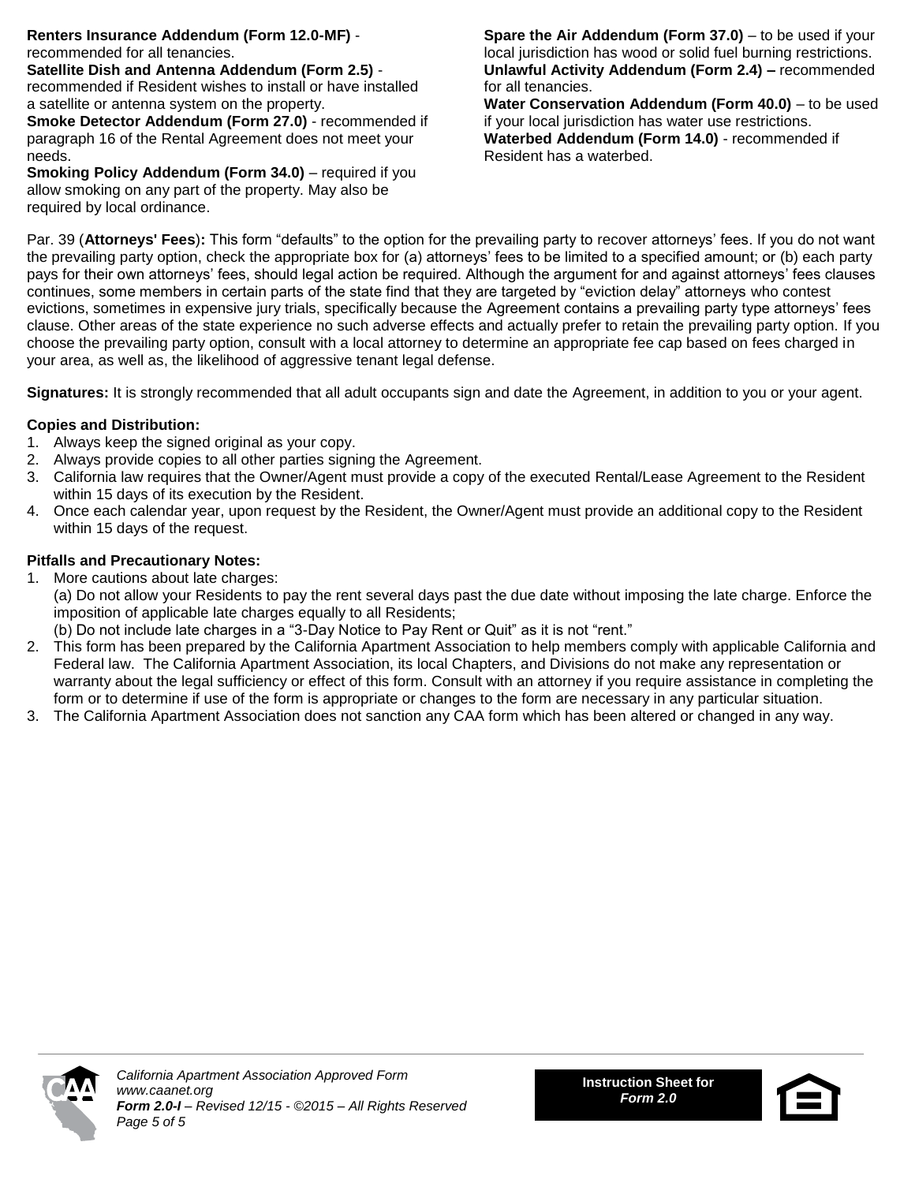**Renters Insurance Addendum (Form 12.0-MF)** - recommended for all tenancies.
**Satellite Dish and Antenna Addendum (Form 2.5)** - recommended if Resident wishes to install or have installed a satellite or antenna system on the property.
**Smoke Detector Addendum (Form 27.0)** - recommended if paragraph 16 of the Rental Agreement does not meet your needs.
**Smoking Policy Addendum (Form 34.0)** – required if you allow smoking on any part of the property. May also be required by local ordinance.
**Spare the Air Addendum (Form 37.0)** – to be used if your local jurisdiction has wood or solid fuel burning restrictions.
**Unlawful Activity Addendum (Form 2.4) –** recommended for all tenancies.
**Water Conservation Addendum (Form 40.0)** – to be used if your local jurisdiction has water use restrictions.
**Waterbed Addendum (Form 14.0)** - recommended if Resident has a waterbed.

Par. 39 (**Attorneys' Fees**)**:** This form "defaults" to the option for the prevailing party to recover attorneys' fees. If you do not want the prevailing party option, check the appropriate box for (a) attorneys' fees to be limited to a specified amount; or (b) each party pays for their own attorneys' fees, should legal action be required. Although the argument for and against attorneys' fees clauses continues, some members in certain parts of the state find that they are targeted by "eviction delay" attorneys who contest evictions, sometimes in expensive jury trials, specifically because the Agreement contains a prevailing party type attorneys' fees clause. Other areas of the state experience no such adverse effects and actually prefer to retain the prevailing party option. If you choose the prevailing party option, consult with a local attorney to determine an appropriate fee cap based on fees charged in your area, as well as, the likelihood of aggressive tenant legal defense.

**Signatures:** It is strongly recommended that all adult occupants sign and date the Agreement, in addition to you or your agent.

**Copies and Distribution:**
1. Always keep the signed original as your copy.
2. Always provide copies to all other parties signing the Agreement.
3. California law requires that the Owner/Agent must provide a copy of the executed Rental/Lease Agreement to the Resident within 15 days of its execution by the Resident.
4. Once each calendar year, upon request by the Resident, the Owner/Agent must provide an additional copy to the Resident within 15 days of the request.

**Pitfalls and Precautionary Notes:**
1. More cautions about late charges:
   (a) Do not allow your Residents to pay the rent several days past the due date without imposing the late charge. Enforce the imposition of applicable late charges equally to all Residents;
   (b) Do not include late charges in a "3-Day Notice to Pay Rent or Quit" as it is not "rent."
2. This form has been prepared by the California Apartment Association to help members comply with applicable California and Federal law. The California Apartment Association, its local Chapters, and Divisions do not make any representation or warranty about the legal sufficiency or effect of this form. Consult with an attorney if you require assistance in completing the form or to determine if use of the form is appropriate or changes to the form are necessary in any particular situation.
3. The California Apartment Association does not sanction any CAA form which has been altered or changed in any way.